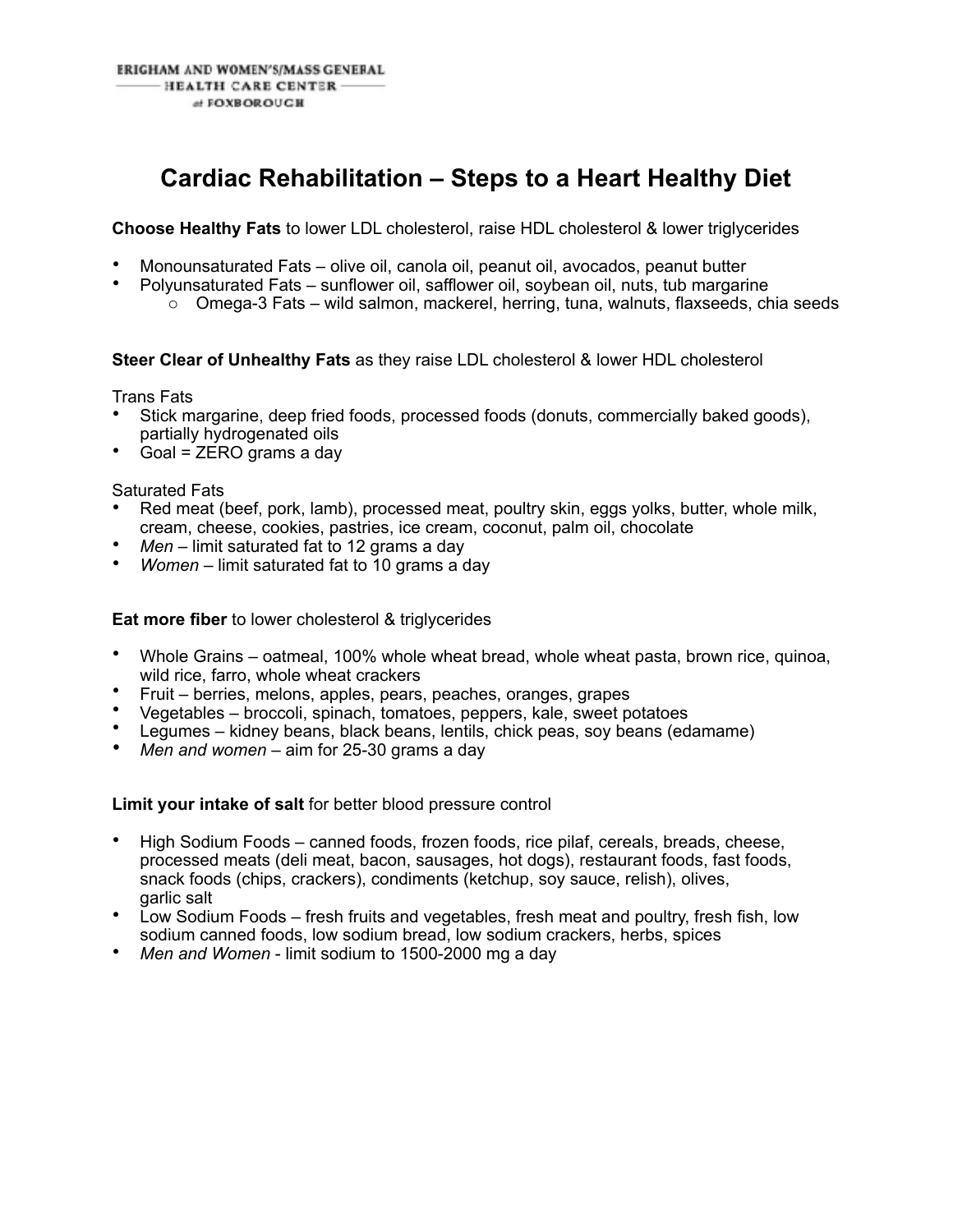BRIGHAM AND WOMEN'S/MASS GENERAL
HEALTH CARE CENTER
at FOXBOROUGH

# Cardiac Rehabilitation – Steps to a Heart Healthy Diet

**Choose Healthy Fats** to lower LDL cholesterol, raise HDL cholesterol & lower triglycerides

- Monounsaturated Fats – olive oil, canola oil, peanut oil, avocados, peanut butter
- Polyunsaturated Fats – sunflower oil, safflower oil, soybean oil, nuts, tub margarine
    - Omega-3 Fats – wild salmon, mackerel, herring, tuna, walnuts, flaxseeds, chia seeds

**Steer Clear of Unhealthy Fats** as they raise LDL cholesterol & lower HDL cholesterol

Trans Fats

- Stick margarine, deep fried foods, processed foods (donuts, commercially baked goods), partially hydrogenated oils
- Goal = ZERO grams a day

Saturated Fats

- Red meat (beef, pork, lamb), processed meat, poultry skin, eggs yolks, butter, whole milk, cream, cheese, cookies, pastries, ice cream, coconut, palm oil, chocolate
- *Men* – limit saturated fat to 12 grams a day
- *Women* – limit saturated fat to 10 grams a day

**Eat more fiber** to lower cholesterol & triglycerides

- Whole Grains – oatmeal, 100% whole wheat bread, whole wheat pasta, brown rice, quinoa, wild rice, farro, whole wheat crackers
- Fruit – berries, melons, apples, pears, peaches, oranges, grapes
- Vegetables – broccoli, spinach, tomatoes, peppers, kale, sweet potatoes
- Legumes – kidney beans, black beans, lentils, chick peas, soy beans (edamame)
- *Men and women* – aim for 25-30 grams a day

**Limit your intake of salt** for better blood pressure control

- High Sodium Foods – canned foods, frozen foods, rice pilaf, cereals, breads, cheese, processed meats (deli meat, bacon, sausages, hot dogs), restaurant foods, fast foods, snack foods (chips, crackers), condiments (ketchup, soy sauce, relish), olives, garlic salt
- Low Sodium Foods – fresh fruits and vegetables, fresh meat and poultry, fresh fish, low sodium canned foods, low sodium bread, low sodium crackers, herbs, spices
- *Men and Women* - limit sodium to 1500-2000 mg a day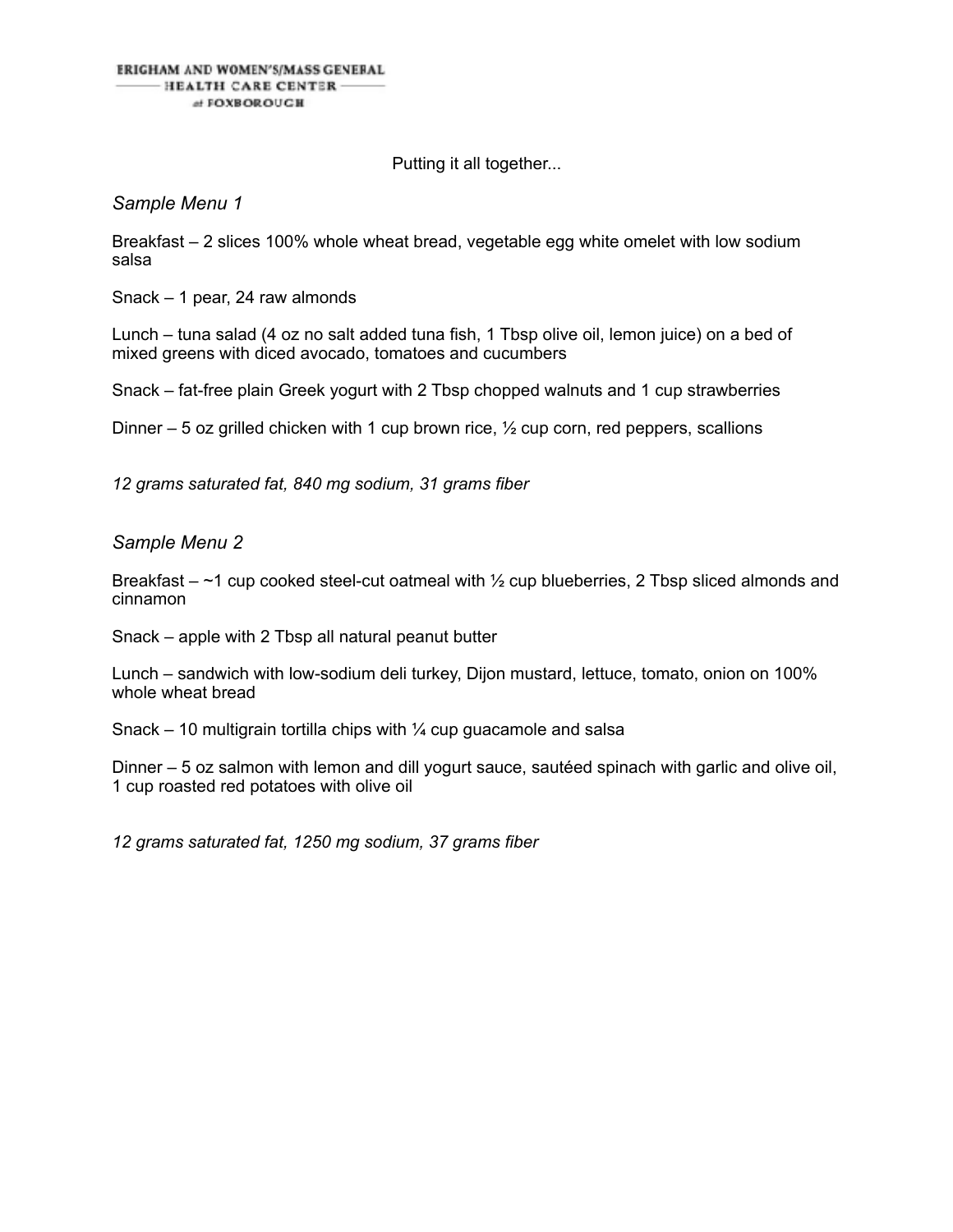Putting it all together...

*Sample Menu 1*

Breakfast – 2 slices 100% whole wheat bread, vegetable egg white omelet with low sodium salsa

Snack – 1 pear, 24 raw almonds

Lunch – tuna salad (4 oz no salt added tuna fish, 1 Tbsp olive oil, lemon juice) on a bed of mixed greens with diced avocado, tomatoes and cucumbers

Snack – fat-free plain Greek yogurt with 2 Tbsp chopped walnuts and 1 cup strawberries

Dinner – 5 oz grilled chicken with 1 cup brown rice, ½ cup corn, red peppers, scallions

*12 grams saturated fat, 840 mg sodium, 31 grams fiber*

*Sample Menu 2*

Breakfast – ~1 cup cooked steel-cut oatmeal with ½ cup blueberries, 2 Tbsp sliced almonds and cinnamon

Snack – apple with 2 Tbsp all natural peanut butter

Lunch – sandwich with low-sodium deli turkey, Dijon mustard, lettuce, tomato, onion on 100% whole wheat bread

Snack – 10 multigrain tortilla chips with ¼ cup guacamole and salsa

Dinner – 5 oz salmon with lemon and dill yogurt sauce, sautéed spinach with garlic and olive oil, 1 cup roasted red potatoes with olive oil

*12 grams saturated fat, 1250 mg sodium, 37 grams fiber*